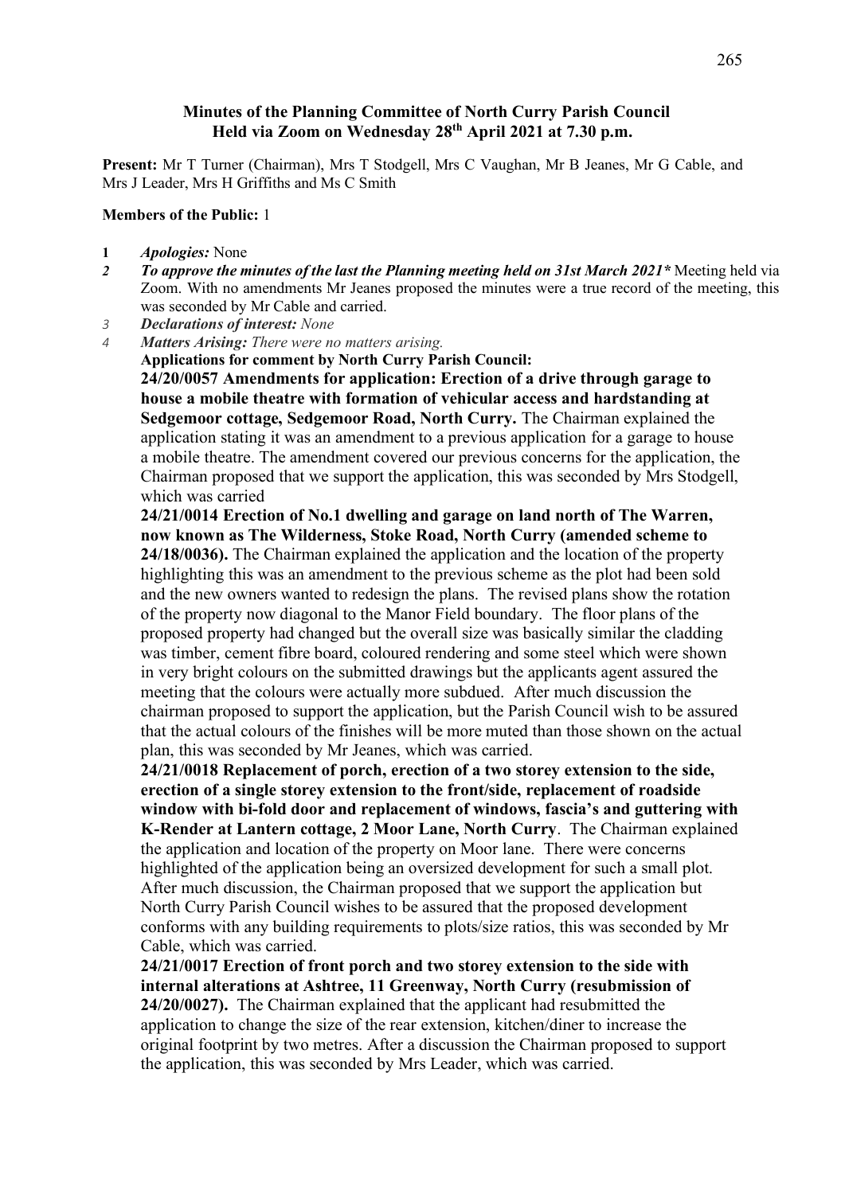**Minutes of the Planning Committee of North Curry Parish Council**
**Held via Zoom on Wednesday 28th April 2021 at 7.30 p.m.**

**Present:** Mr T Turner (Chairman), Mrs T Stodgell, Mrs C Vaughan, Mr B Jeanes, Mr G Cable, and Mrs J Leader, Mrs H Griffiths and Ms C Smith

**Members of the Public:** 1

1. ***Apologies:*** None
2. ***To approve the minutes of the last the Planning meeting held on 31st March 2021**** Meeting held via Zoom. With no amendments Mr Jeanes proposed the minutes were a true record of the meeting, this was seconded by Mr Cable and carried.
3. ***Declarations of interest:*** *None*
4. ***Matters Arising:*** *There were no matters arising.*

**Applications for comment by North Curry Parish Council:**

**24/20/0057 Amendments for application: Erection of a drive through garage to house a mobile theatre with formation of vehicular access and hardstanding at Sedgemoor cottage, Sedgemoor Road, North Curry.** The Chairman explained the application stating it was an amendment to a previous application for a garage to house a mobile theatre. The amendment covered our previous concerns for the application, the Chairman proposed that we support the application, this was seconded by Mrs Stodgell, which was carried

**24/21/0014 Erection of No.1 dwelling and garage on land north of The Warren, now known as The Wilderness, Stoke Road, North Curry (amended scheme to 24/18/0036).** The Chairman explained the application and the location of the property highlighting this was an amendment to the previous scheme as the plot had been sold and the new owners wanted to redesign the plans. The revised plans show the rotation of the property now diagonal to the Manor Field boundary. The floor plans of the proposed property had changed but the overall size was basically similar the cladding was timber, cement fibre board, coloured rendering and some steel which were shown in very bright colours on the submitted drawings but the applicants agent assured the meeting that the colours were actually more subdued. After much discussion the chairman proposed to support the application, but the Parish Council wish to be assured that the actual colours of the finishes will be more muted than those shown on the actual plan, this was seconded by Mr Jeanes, which was carried.

**24/21/0018 Replacement of porch, erection of a two storey extension to the side, erection of a single storey extension to the front/side, replacement of roadside window with bi-fold door and replacement of windows, fascia's and guttering with K-Render at Lantern cottage, 2 Moor Lane, North Curry**. The Chairman explained the application and location of the property on Moor lane. There were concerns highlighted of the application being an oversized development for such a small plot. After much discussion, the Chairman proposed that we support the application but North Curry Parish Council wishes to be assured that the proposed development conforms with any building requirements to plots/size ratios, this was seconded by Mr Cable, which was carried.

**24/21/0017 Erection of front porch and two storey extension to the side with internal alterations at Ashtree, 11 Greenway, North Curry (resubmission of 24/20/0027).** The Chairman explained that the applicant had resubmitted the application to change the size of the rear extension, kitchen/diner to increase the original footprint by two metres. After a discussion the Chairman proposed to support the application, this was seconded by Mrs Leader, which was carried.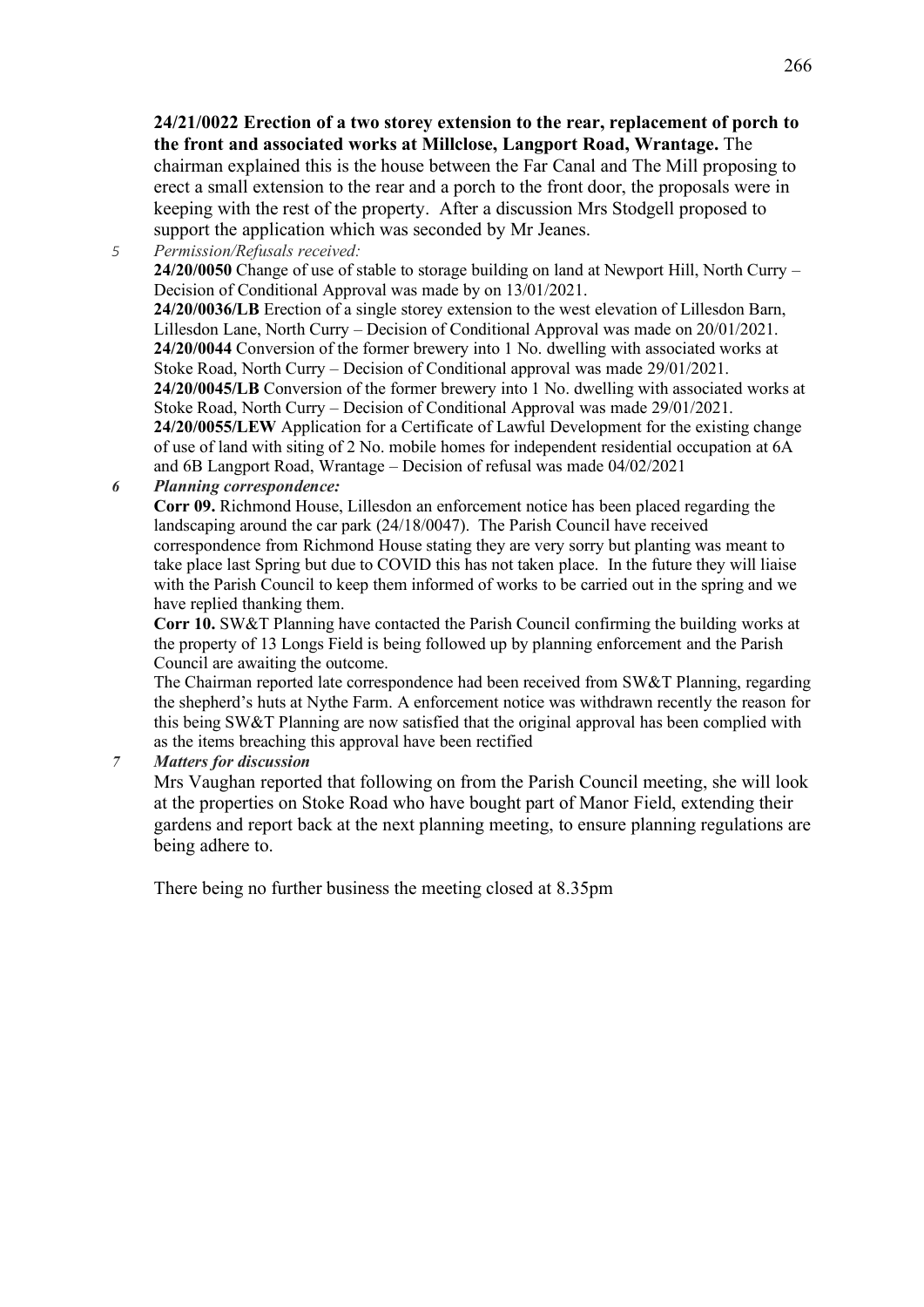**24/21/0022 Erection of a two storey extension to the rear, replacement of porch to the front and associated works at Millclose, Langport Road, Wrantage.** The chairman explained this is the house between the Far Canal and The Mill proposing to erect a small extension to the rear and a porch to the front door, the proposals were in keeping with the rest of the property. After a discussion Mrs Stodgell proposed to support the application which was seconded by Mr Jeanes.

5 *Permission/Refusals received:*

**24/20/0050** Change of use of stable to storage building on land at Newport Hill, North Curry – Decision of Conditional Approval was made by on 13/01/2021.

**24/20/0036/LB** Erection of a single storey extension to the west elevation of Lillesdon Barn, Lillesdon Lane, North Curry – Decision of Conditional Approval was made on 20/01/2021.

**24/20/0044** Conversion of the former brewery into 1 No. dwelling with associated works at Stoke Road, North Curry – Decision of Conditional approval was made 29/01/2021.

**24/20/0045/LB** Conversion of the former brewery into 1 No. dwelling with associated works at Stoke Road, North Curry – Decision of Conditional Approval was made 29/01/2021.

**24/20/0055/LEW** Application for a Certificate of Lawful Development for the existing change of use of land with siting of 2 No. mobile homes for independent residential occupation at 6A and 6B Langport Road, Wrantage – Decision of refusal was made 04/02/2021

6 ***Planning correspondence:***

**Corr 09.** Richmond House, Lillesdon an enforcement notice has been placed regarding the landscaping around the car park (24/18/0047). The Parish Council have received correspondence from Richmond House stating they are very sorry but planting was meant to take place last Spring but due to COVID this has not taken place. In the future they will liaise with the Parish Council to keep them informed of works to be carried out in the spring and we have replied thanking them.

**Corr 10.** SW&T Planning have contacted the Parish Council confirming the building works at the property of 13 Longs Field is being followed up by planning enforcement and the Parish Council are awaiting the outcome.

The Chairman reported late correspondence had been received from SW&T Planning, regarding the shepherd's huts at Nythe Farm. A enforcement notice was withdrawn recently the reason for this being SW&T Planning are now satisfied that the original approval has been complied with as the items breaching this approval have been rectified

7 ***Matters for discussion***

Mrs Vaughan reported that following on from the Parish Council meeting, she will look at the properties on Stoke Road who have bought part of Manor Field, extending their gardens and report back at the next planning meeting, to ensure planning regulations are being adhere to.

There being no further business the meeting closed at 8.35pm